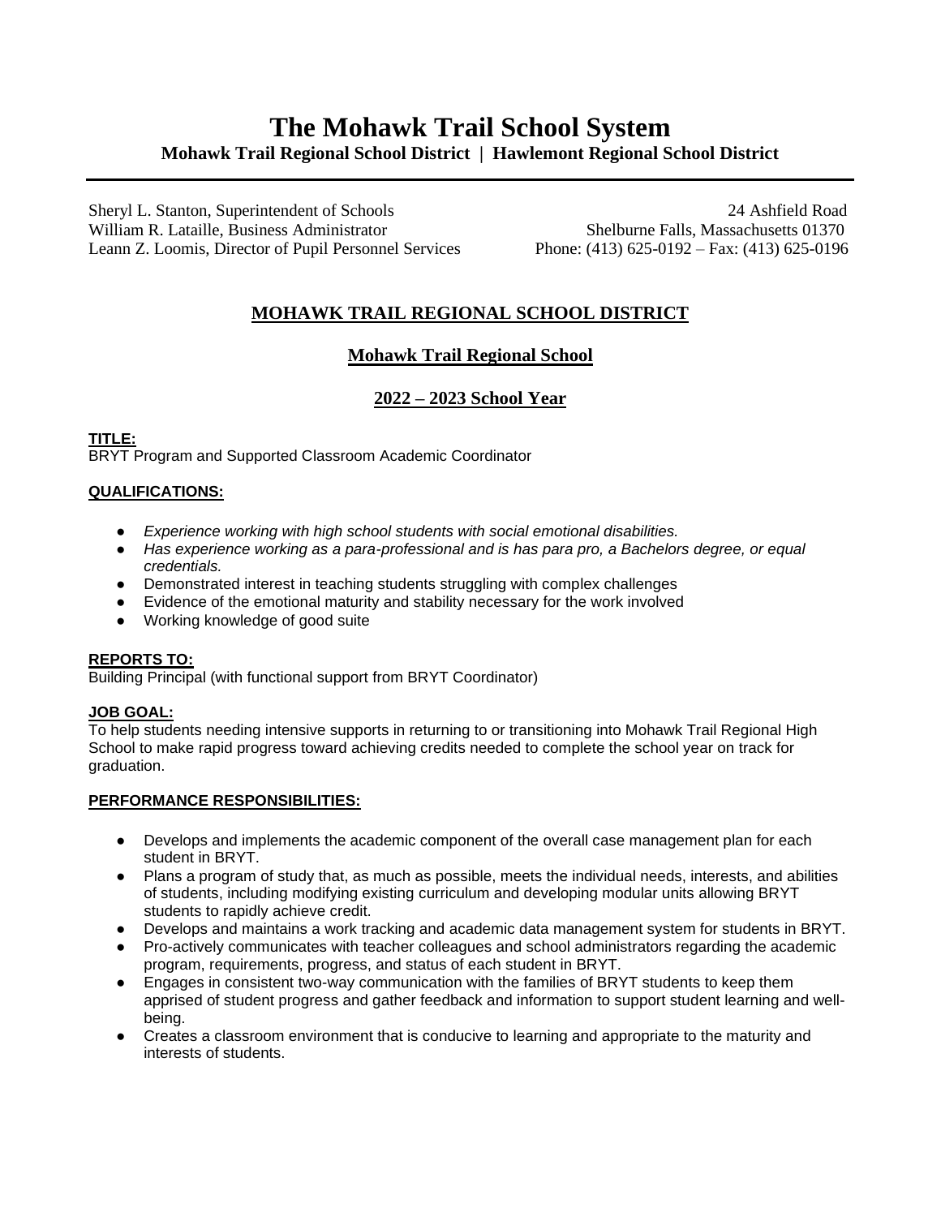# The Mohawk Trail School System

**Mohawk Trail Regional School District | Hawlemont Regional School District**

---

Sheryl L. Stanton, Superintendent of Schools
William R. Lataille, Business Administrator
Leann Z. Loomis, Director of Pupil Personnel Services

24 Ashfield Road
Shelburne Falls, Massachusetts 01370
Phone: (413) 625-0192 – Fax: (413) 625-0196

## MOHAWK TRAIL REGIONAL SCHOOL DISTRICT

### Mohawk Trail Regional School

### 2022 – 2023 School Year

**TITLE:**
BRYT Program and Supported Classroom Academic Coordinator

**QUALIFICATIONS:**

- *Experience working with high school students with social emotional disabilities.*
- *Has experience working as a para-professional and is has para pro, a Bachelors degree, or equal credentials.*
- Demonstrated interest in teaching students struggling with complex challenges
- Evidence of the emotional maturity and stability necessary for the work involved
- Working knowledge of good suite

**REPORTS TO:**
Building Principal (with functional support from BRYT Coordinator)

**JOB GOAL:**
To help students needing intensive supports in returning to or transitioning into Mohawk Trail Regional High School to make rapid progress toward achieving credits needed to complete the school year on track for graduation.

**PERFORMANCE RESPONSIBILITIES:**

- Develops and implements the academic component of the overall case management plan for each student in BRYT.
- Plans a program of study that, as much as possible, meets the individual needs, interests, and abilities of students, including modifying existing curriculum and developing modular units allowing BRYT students to rapidly achieve credit.
- Develops and maintains a work tracking and academic data management system for students in BRYT.
- Pro-actively communicates with teacher colleagues and school administrators regarding the academic program, requirements, progress, and status of each student in BRYT.
- Engages in consistent two-way communication with the families of BRYT students to keep them apprised of student progress and gather feedback and information to support student learning and well-being.
- Creates a classroom environment that is conducive to learning and appropriate to the maturity and interests of students.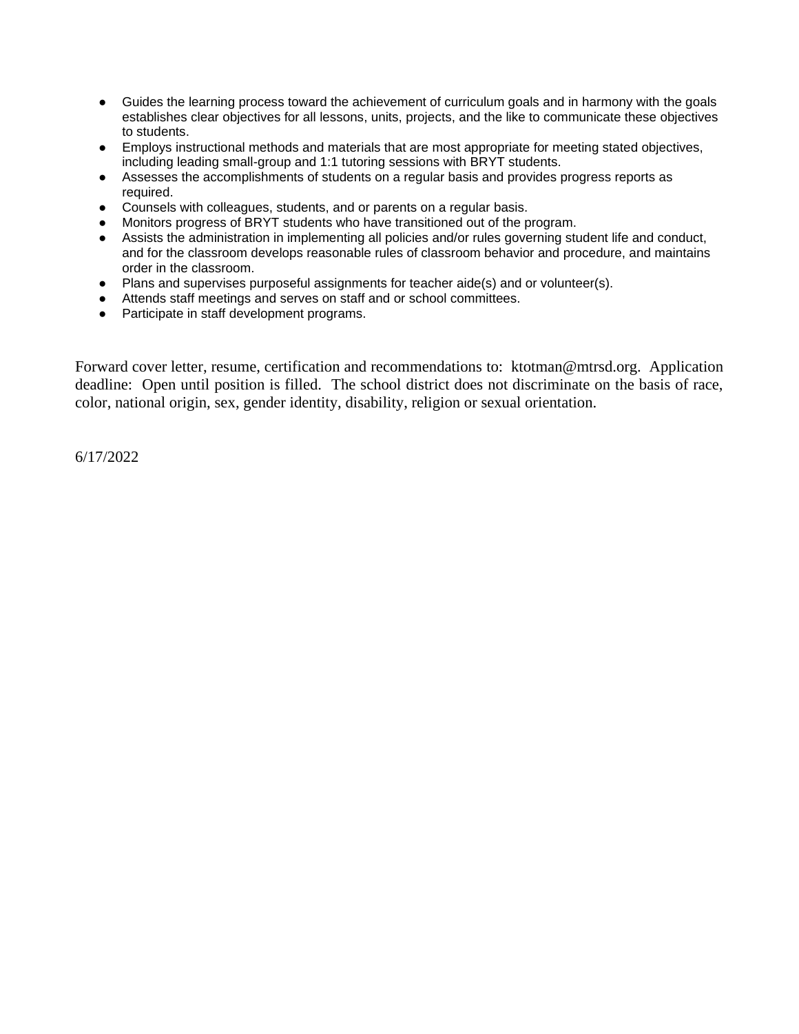- Guides the learning process toward the achievement of curriculum goals and in harmony with the goals establishes clear objectives for all lessons, units, projects, and the like to communicate these objectives to students.
- Employs instructional methods and materials that are most appropriate for meeting stated objectives, including leading small-group and 1:1 tutoring sessions with BRYT students.
- Assesses the accomplishments of students on a regular basis and provides progress reports as required.
- Counsels with colleagues, students, and or parents on a regular basis.
- Monitors progress of BRYT students who have transitioned out of the program.
- Assists the administration in implementing all policies and/or rules governing student life and conduct, and for the classroom develops reasonable rules of classroom behavior and procedure, and maintains order in the classroom.
- Plans and supervises purposeful assignments for teacher aide(s) and or volunteer(s).
- Attends staff meetings and serves on staff and or school committees.
- Participate in staff development programs.

Forward cover letter, resume, certification and recommendations to: ktotman@mtrsd.org. Application deadline: Open until position is filled. The school district does not discriminate on the basis of race, color, national origin, sex, gender identity, disability, religion or sexual orientation.

6/17/2022